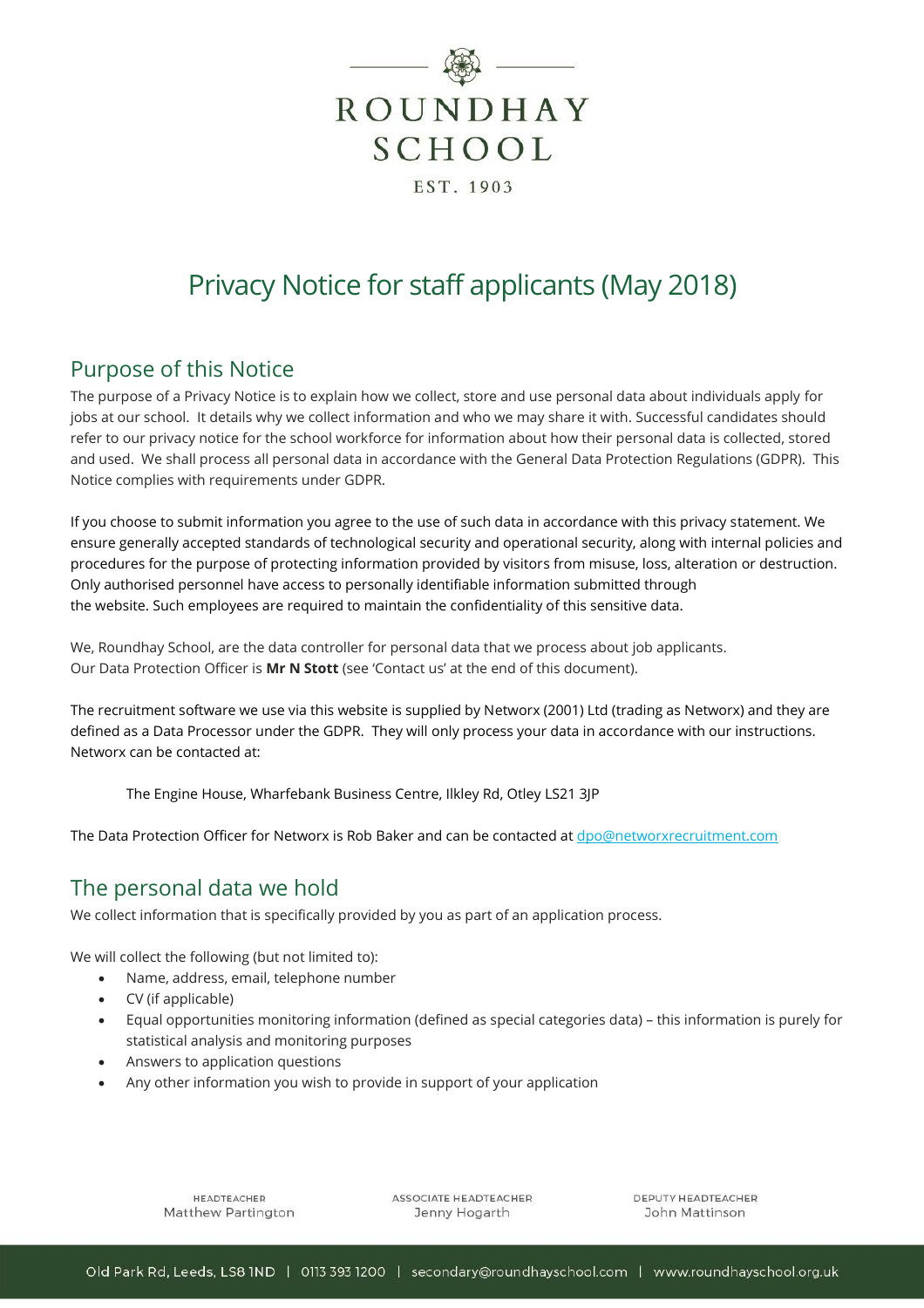ROUNDHAY SCHOOL

EST. 1903

# Privacy Notice for staff applicants (May 2018)

## Purpose of this Notice

The purpose of a Privacy Notice is to explain how we collect, store and use personal data about individuals apply for jobs at our school. It details why we collect information and who we may share it with. Successful candidates should refer to our privacy notice for the school workforce for information about how their personal data is collected, stored and used. We shall process all personal data in accordance with the General Data Protection Regulations (GDPR). This Notice complies with requirements under GDPR.

If you choose to submit information you agree to the use of such data in accordance with this privacy statement. We ensure generally accepted standards of technological security and operational security, along with internal policies and procedures for the purpose of protecting information provided by visitors from misuse, loss, alteration or destruction. Only authorised personnel have access to personally identifiable information submitted through the website. Such employees are required to maintain the confidentiality of this sensitive data.

We, Roundhay School, are the data controller for personal data that we process about job applicants. Our Data Protection Officer is **Mr N Stott** (see 'Contact us' at the end of this document).

The recruitment software we use via this website is supplied by Networx (2001) Ltd (trading as Networx) and they are defined as a Data Processor under the GDPR. They will only process your data in accordance with our instructions. Networx can be contacted at:

The Engine House, Wharfebank Business Centre, Ilkley Rd, Otley LS21 3JP

The Data Protection Officer for Networx is Rob Baker and can be contacted at dpo@networxrecruitment.com

## The personal data we hold

We collect information that is specifically provided by you as part of an application process.

We will collect the following (but not limited to):

- Name, address, email, telephone number
- CV (if applicable)
- Equal opportunities monitoring information (defined as special categories data) – this information is purely for statistical analysis and monitoring purposes
- Answers to application questions
- Any other information you wish to provide in support of your application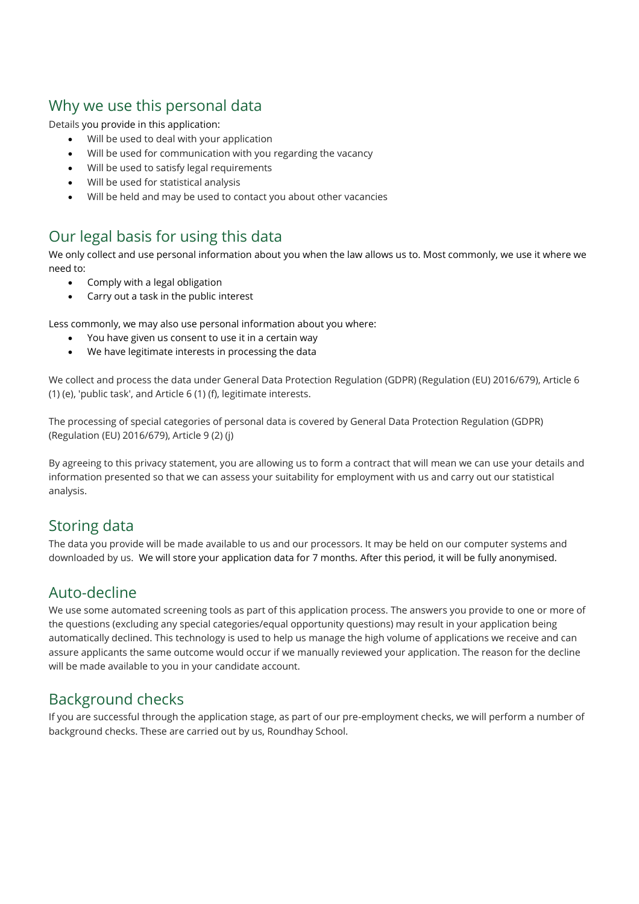## Why we use this personal data

Details you provide in this application:

- Will be used to deal with your application
- Will be used for communication with you regarding the vacancy
- Will be used to satisfy legal requirements
- Will be used for statistical analysis
- Will be held and may be used to contact you about other vacancies

## Our legal basis for using this data

We only collect and use personal information about you when the law allows us to. Most commonly, we use it where we need to:

- Comply with a legal obligation
- Carry out a task in the public interest

Less commonly, we may also use personal information about you where:

- You have given us consent to use it in a certain way
- We have legitimate interests in processing the data

We collect and process the data under General Data Protection Regulation (GDPR) (Regulation (EU) 2016/679), Article 6 (1) (e), 'public task', and Article 6 (1) (f), legitimate interests.

The processing of special categories of personal data is covered by General Data Protection Regulation (GDPR) (Regulation (EU) 2016/679), Article 9 (2) (j)

By agreeing to this privacy statement, you are allowing us to form a contract that will mean we can use your details and information presented so that we can assess your suitability for employment with us and carry out our statistical analysis.

## Storing data

The data you provide will be made available to us and our processors. It may be held on our computer systems and downloaded by us. We will store your application data for 7 months. After this period, it will be fully anonymised.

## Auto-decline

We use some automated screening tools as part of this application process. The answers you provide to one or more of the questions (excluding any special categories/equal opportunity questions) may result in your application being automatically declined. This technology is used to help us manage the high volume of applications we receive and can assure applicants the same outcome would occur if we manually reviewed your application. The reason for the decline will be made available to you in your candidate account.

## Background checks

If you are successful through the application stage, as part of our pre-employment checks, we will perform a number of background checks. These are carried out by us, Roundhay School.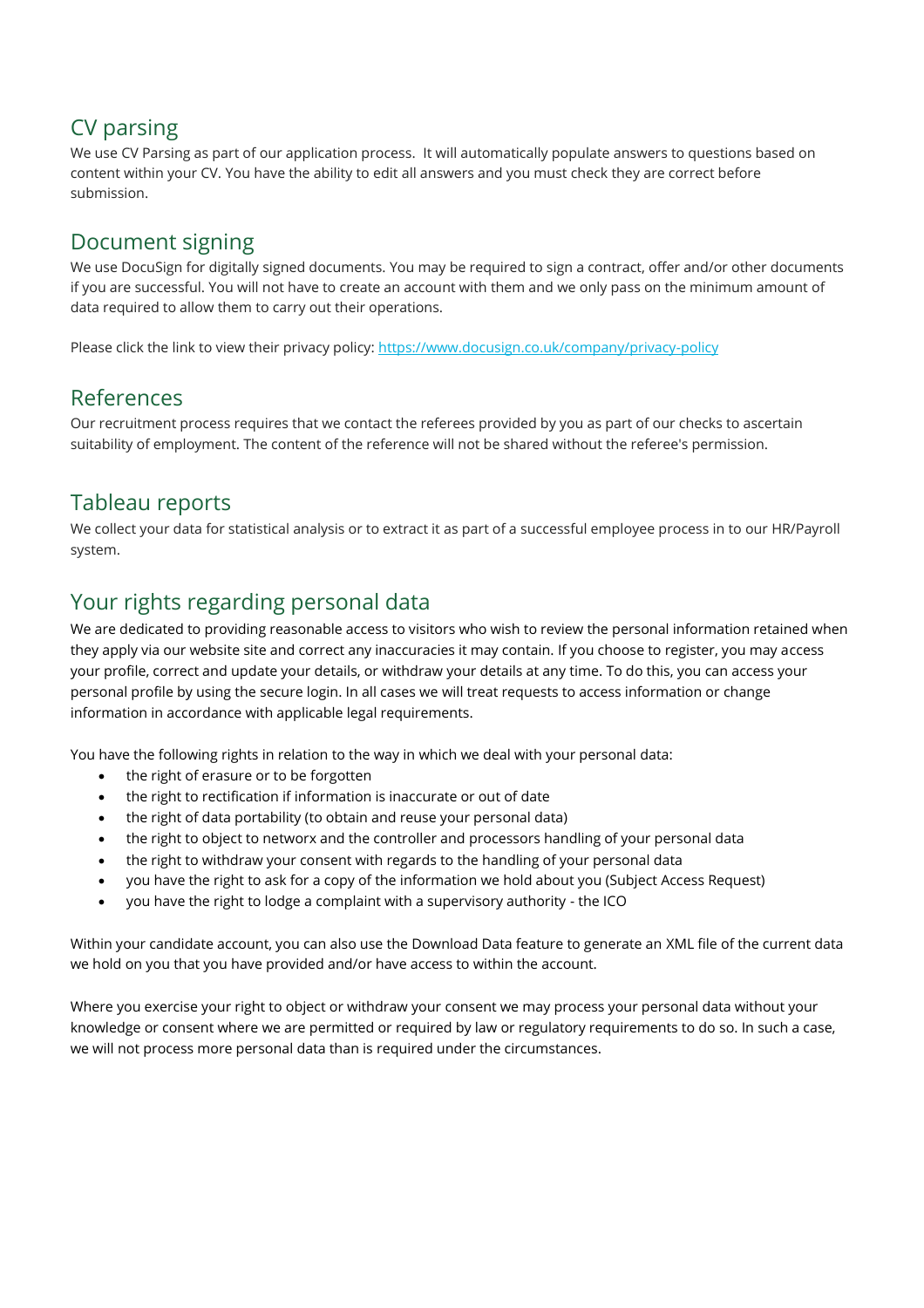## CV parsing

We use CV Parsing as part of our application process. It will automatically populate answers to questions based on content within your CV. You have the ability to edit all answers and you must check they are correct before submission.

## Document signing

We use DocuSign for digitally signed documents. You may be required to sign a contract, offer and/or other documents if you are successful. You will not have to create an account with them and we only pass on the minimum amount of data required to allow them to carry out their operations.

Please click the link to view their privacy policy: [https://www.docusign.co.uk/company/privacy-policy](https://www.docusign.co.uk/company/privacy-policy)

## References

Our recruitment process requires that we contact the referees provided by you as part of our checks to ascertain suitability of employment. The content of the reference will not be shared without the referee's permission.

## Tableau reports

We collect your data for statistical analysis or to extract it as part of a successful employee process in to our HR/Payroll system.

## Your rights regarding personal data

We are dedicated to providing reasonable access to visitors who wish to review the personal information retained when they apply via our website site and correct any inaccuracies it may contain. If you choose to register, you may access your profile, correct and update your details, or withdraw your details at any time. To do this, you can access your personal profile by using the secure login. In all cases we will treat requests to access information or change information in accordance with applicable legal requirements.

You have the following rights in relation to the way in which we deal with your personal data:

- the right of erasure or to be forgotten
- the right to rectification if information is inaccurate or out of date
- the right of data portability (to obtain and reuse your personal data)
- the right to object to networx and the controller and processors handling of your personal data
- the right to withdraw your consent with regards to the handling of your personal data
- you have the right to ask for a copy of the information we hold about you (Subject Access Request)
- you have the right to lodge a complaint with a supervisory authority - the ICO

Within your candidate account, you can also use the Download Data feature to generate an XML file of the current data we hold on you that you have provided and/or have access to within the account.

Where you exercise your right to object or withdraw your consent we may process your personal data without your knowledge or consent where we are permitted or required by law or regulatory requirements to do so. In such a case, we will not process more personal data than is required under the circumstances.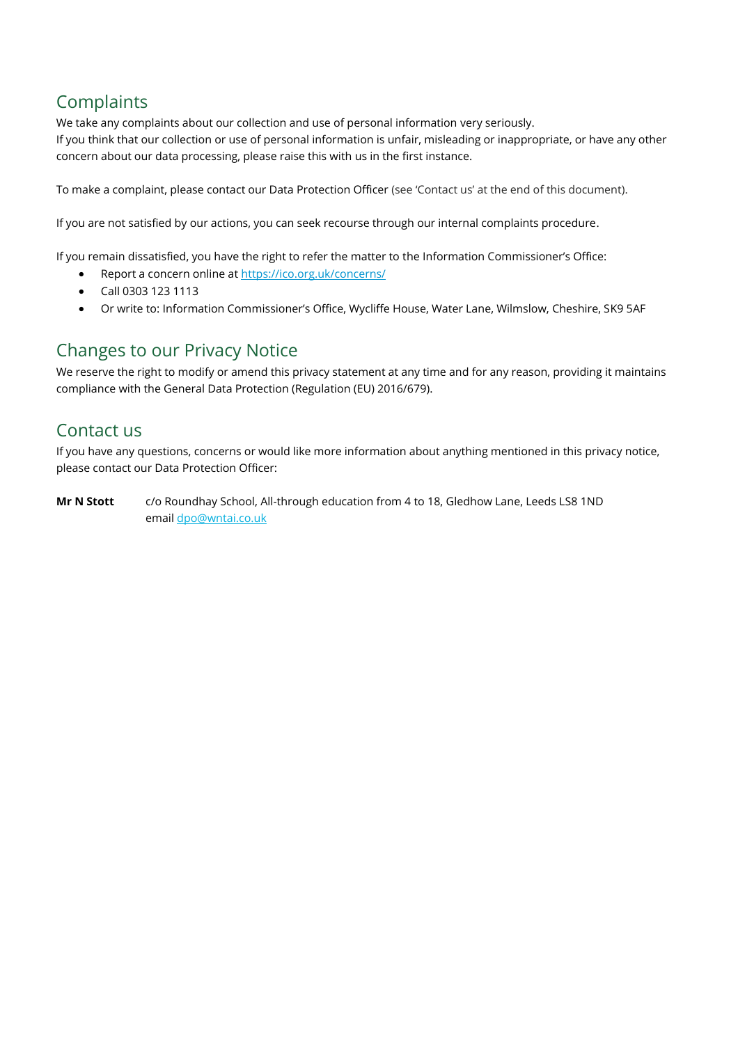## Complaints

We take any complaints about our collection and use of personal information very seriously.
If you think that our collection or use of personal information is unfair, misleading or inappropriate, or have any other concern about our data processing, please raise this with us in the first instance.

To make a complaint, please contact our Data Protection Officer (see 'Contact us' at the end of this document).

If you are not satisfied by our actions, you can seek recourse through our internal complaints procedure.

If you remain dissatisfied, you have the right to refer the matter to the Information Commissioner's Office:

- Report a concern online at https://ico.org.uk/concerns/
- Call 0303 123 1113
- Or write to: Information Commissioner's Office, Wycliffe House, Water Lane, Wilmslow, Cheshire, SK9 5AF

## Changes to our Privacy Notice

We reserve the right to modify or amend this privacy statement at any time and for any reason, providing it maintains compliance with the General Data Protection (Regulation (EU) 2016/679).

## Contact us

If you have any questions, concerns or would like more information about anything mentioned in this privacy notice, please contact our Data Protection Officer:

**Mr N Stott** c/o Roundhay School, All-through education from 4 to 18, Gledhow Lane, Leeds LS8 1ND
email dpo@wntai.co.uk